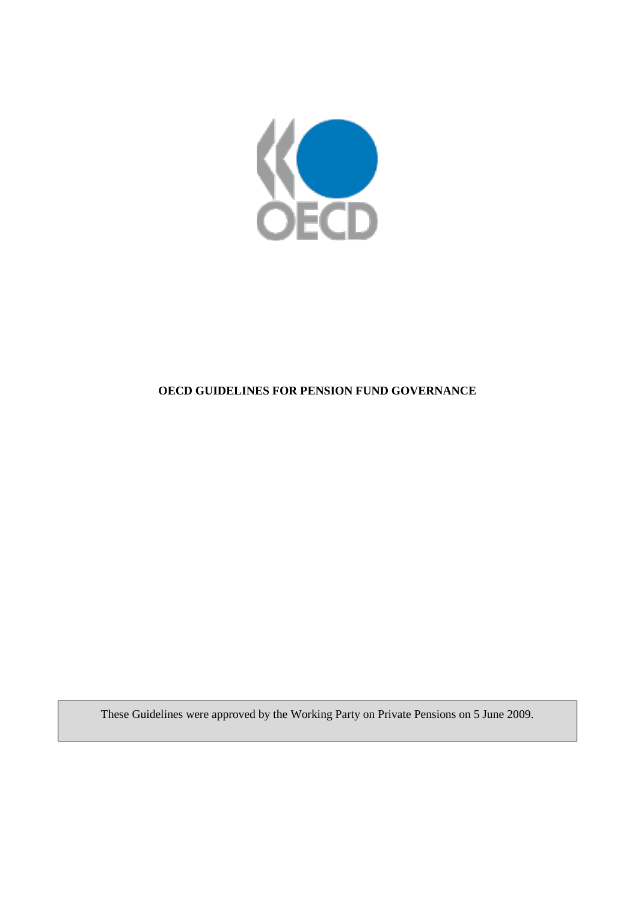# OECD GUIDELINES FOR PENSION FUND GOVERNANCE

These Guidelines were approved by the Working Party on Private Pensions on 5 June 2009.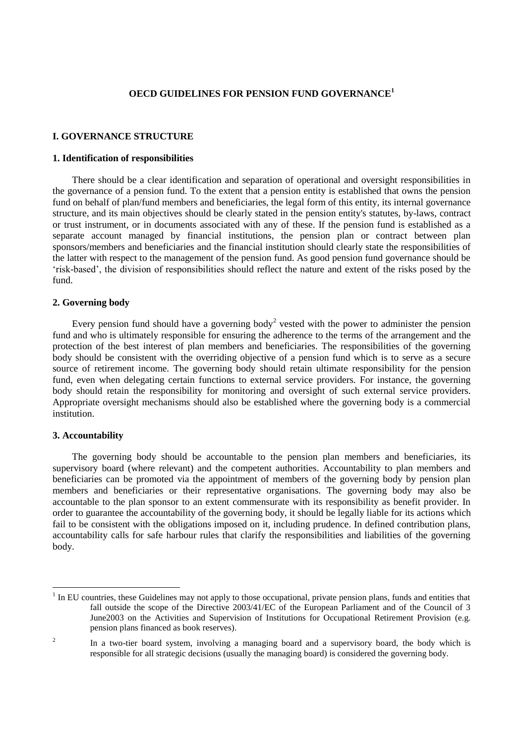# OECD GUIDELINES FOR PENSION FUND GOVERNANCE[1]

## I. GOVERNANCE STRUCTURE

### 1. Identification of responsibilities

There should be a clear identification and separation of operational and oversight responsibilities in the governance of a pension fund. To the extent that a pension entity is established that owns the pension fund on behalf of plan/fund members and beneficiaries, the legal form of this entity, its internal governance structure, and its main objectives should be clearly stated in the pension entity's statutes, by-laws, contract or trust instrument, or in documents associated with any of these. If the pension fund is established as a separate account managed by financial institutions, the pension plan or contract between plan sponsors/members and beneficiaries and the financial institution should clearly state the responsibilities of the latter with respect to the management of the pension fund. As good pension fund governance should be 'risk-based', the division of responsibilities should reflect the nature and extent of the risks posed by the fund.

### 2. Governing body

Every pension fund should have a governing body[2] vested with the power to administer the pension fund and who is ultimately responsible for ensuring the adherence to the terms of the arrangement and the protection of the best interest of plan members and beneficiaries. The responsibilities of the governing body should be consistent with the overriding objective of a pension fund which is to serve as a secure source of retirement income. The governing body should retain ultimate responsibility for the pension fund, even when delegating certain functions to external service providers. For instance, the governing body should retain the responsibility for monitoring and oversight of such external service providers. Appropriate oversight mechanisms should also be established where the governing body is a commercial institution.

### 3. Accountability

The governing body should be accountable to the pension plan members and beneficiaries, its supervisory board (where relevant) and the competent authorities. Accountability to plan members and beneficiaries can be promoted via the appointment of members of the governing body by pension plan members and beneficiaries or their representative organisations. The governing body may also be accountable to the plan sponsor to an extent commensurate with its responsibility as benefit provider. In order to guarantee the accountability of the governing body, it should be legally liable for its actions which fail to be consistent with the obligations imposed on it, including prudence. In defined contribution plans, accountability calls for safe harbour rules that clarify the responsibilities and liabilities of the governing body.

---

[1] In EU countries, these Guidelines may not apply to those occupational, private pension plans, funds and entities that fall outside the scope of the Directive 2003/41/EC of the European Parliament and of the Council of 3 June2003 on the Activities and Supervision of Institutions for Occupational Retirement Provision (e.g. pension plans financed as book reserves).

[2] In a two-tier board system, involving a managing board and a supervisory board, the body which is responsible for all strategic decisions (usually the managing board) is considered the governing body.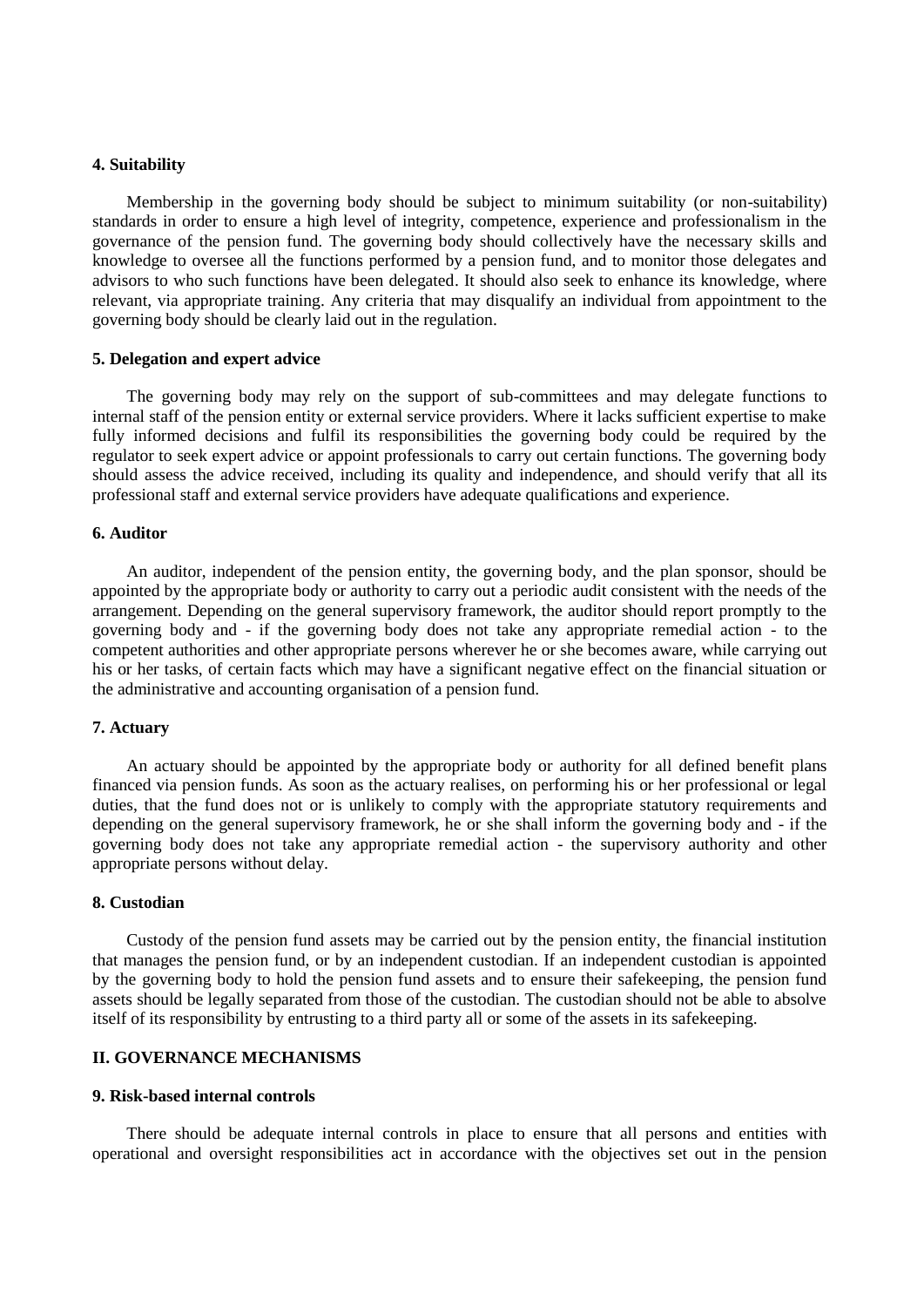**4. Suitability**

Membership in the governing body should be subject to minimum suitability (or non-suitability) standards in order to ensure a high level of integrity, competence, experience and professionalism in the governance of the pension fund. The governing body should collectively have the necessary skills and knowledge to oversee all the functions performed by a pension fund, and to monitor those delegates and advisors to who such functions have been delegated. It should also seek to enhance its knowledge, where relevant, via appropriate training. Any criteria that may disqualify an individual from appointment to the governing body should be clearly laid out in the regulation.

**5. Delegation and expert advice**

The governing body may rely on the support of sub-committees and may delegate functions to internal staff of the pension entity or external service providers. Where it lacks sufficient expertise to make fully informed decisions and fulfil its responsibilities the governing body could be required by the regulator to seek expert advice or appoint professionals to carry out certain functions. The governing body should assess the advice received, including its quality and independence, and should verify that all its professional staff and external service providers have adequate qualifications and experience.

**6. Auditor**

An auditor, independent of the pension entity, the governing body, and the plan sponsor, should be appointed by the appropriate body or authority to carry out a periodic audit consistent with the needs of the arrangement. Depending on the general supervisory framework, the auditor should report promptly to the governing body and - if the governing body does not take any appropriate remedial action - to the competent authorities and other appropriate persons wherever he or she becomes aware, while carrying out his or her tasks, of certain facts which may have a significant negative effect on the financial situation or the administrative and accounting organisation of a pension fund.

**7. Actuary**

An actuary should be appointed by the appropriate body or authority for all defined benefit plans financed via pension funds. As soon as the actuary realises, on performing his or her professional or legal duties, that the fund does not or is unlikely to comply with the appropriate statutory requirements and depending on the general supervisory framework, he or she shall inform the governing body and - if the governing body does not take any appropriate remedial action - the supervisory authority and other appropriate persons without delay.

**8. Custodian**

Custody of the pension fund assets may be carried out by the pension entity, the financial institution that manages the pension fund, or by an independent custodian. If an independent custodian is appointed by the governing body to hold the pension fund assets and to ensure their safekeeping, the pension fund assets should be legally separated from those of the custodian. The custodian should not be able to absolve itself of its responsibility by entrusting to a third party all or some of the assets in its safekeeping.

## II. GOVERNANCE MECHANISMS

**9. Risk-based internal controls**

There should be adequate internal controls in place to ensure that all persons and entities with operational and oversight responsibilities act in accordance with the objectives set out in the pension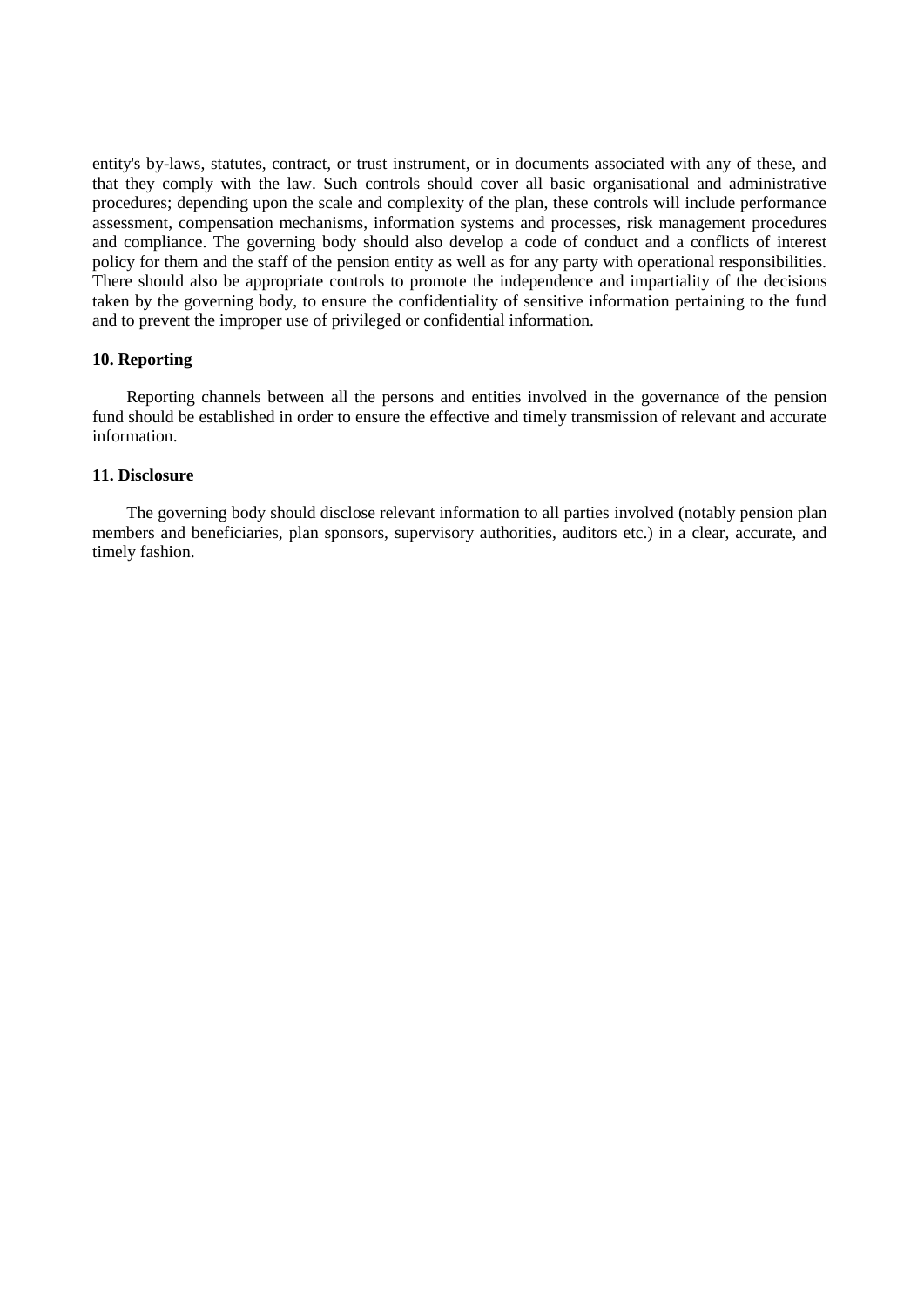entity's by-laws, statutes, contract, or trust instrument, or in documents associated with any of these, and that they comply with the law. Such controls should cover all basic organisational and administrative procedures; depending upon the scale and complexity of the plan, these controls will include performance assessment, compensation mechanisms, information systems and processes, risk management procedures and compliance. The governing body should also develop a code of conduct and a conflicts of interest policy for them and the staff of the pension entity as well as for any party with operational responsibilities. There should also be appropriate controls to promote the independence and impartiality of the decisions taken by the governing body, to ensure the confidentiality of sensitive information pertaining to the fund and to prevent the improper use of privileged or confidential information.

**10. Reporting**

Reporting channels between all the persons and entities involved in the governance of the pension fund should be established in order to ensure the effective and timely transmission of relevant and accurate information.

**11. Disclosure**

The governing body should disclose relevant information to all parties involved (notably pension plan members and beneficiaries, plan sponsors, supervisory authorities, auditors etc.) in a clear, accurate, and timely fashion.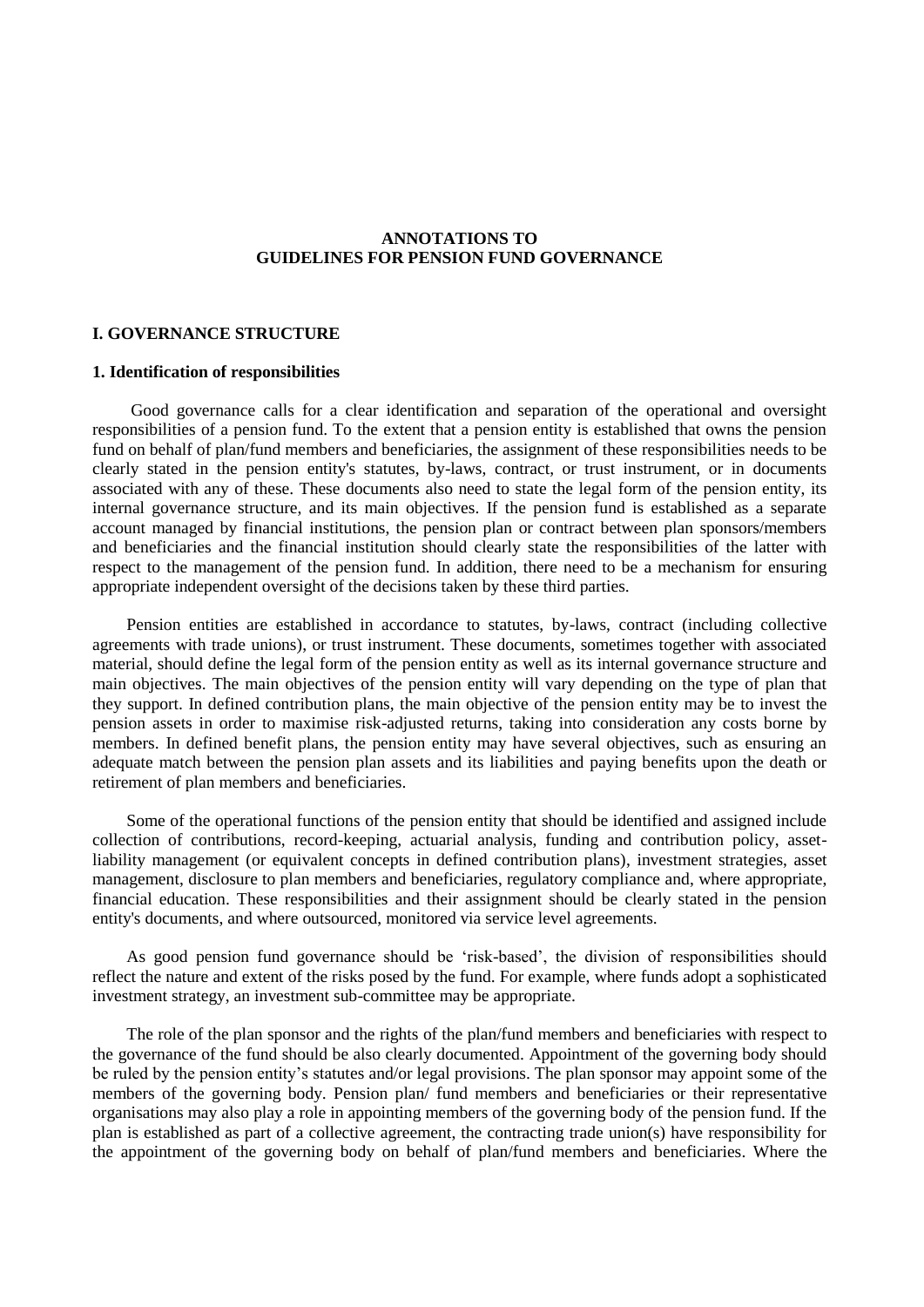# ANNOTATIONS TO
# GUIDELINES FOR PENSION FUND GOVERNANCE

## I. GOVERNANCE STRUCTURE

### 1. Identification of responsibilities

Good governance calls for a clear identification and separation of the operational and oversight responsibilities of a pension fund. To the extent that a pension entity is established that owns the pension fund on behalf of plan/fund members and beneficiaries, the assignment of these responsibilities needs to be clearly stated in the pension entity's statutes, by-laws, contract, or trust instrument, or in documents associated with any of these. These documents also need to state the legal form of the pension entity, its internal governance structure, and its main objectives. If the pension fund is established as a separate account managed by financial institutions, the pension plan or contract between plan sponsors/members and beneficiaries and the financial institution should clearly state the responsibilities of the latter with respect to the management of the pension fund. In addition, there need to be a mechanism for ensuring appropriate independent oversight of the decisions taken by these third parties.

Pension entities are established in accordance to statutes, by-laws, contract (including collective agreements with trade unions), or trust instrument. These documents, sometimes together with associated material, should define the legal form of the pension entity as well as its internal governance structure and main objectives. The main objectives of the pension entity will vary depending on the type of plan that they support. In defined contribution plans, the main objective of the pension entity may be to invest the pension assets in order to maximise risk-adjusted returns, taking into consideration any costs borne by members. In defined benefit plans, the pension entity may have several objectives, such as ensuring an adequate match between the pension plan assets and its liabilities and paying benefits upon the death or retirement of plan members and beneficiaries.

Some of the operational functions of the pension entity that should be identified and assigned include collection of contributions, record-keeping, actuarial analysis, funding and contribution policy, asset-liability management (or equivalent concepts in defined contribution plans), investment strategies, asset management, disclosure to plan members and beneficiaries, regulatory compliance and, where appropriate, financial education. These responsibilities and their assignment should be clearly stated in the pension entity's documents, and where outsourced, monitored via service level agreements.

As good pension fund governance should be 'risk-based', the division of responsibilities should reflect the nature and extent of the risks posed by the fund. For example, where funds adopt a sophisticated investment strategy, an investment sub-committee may be appropriate.

The role of the plan sponsor and the rights of the plan/fund members and beneficiaries with respect to the governance of the fund should be also clearly documented. Appointment of the governing body should be ruled by the pension entity's statutes and/or legal provisions. The plan sponsor may appoint some of the members of the governing body. Pension plan/ fund members and beneficiaries or their representative organisations may also play a role in appointing members of the governing body of the pension fund. If the plan is established as part of a collective agreement, the contracting trade union(s) have responsibility for the appointment of the governing body on behalf of plan/fund members and beneficiaries. Where the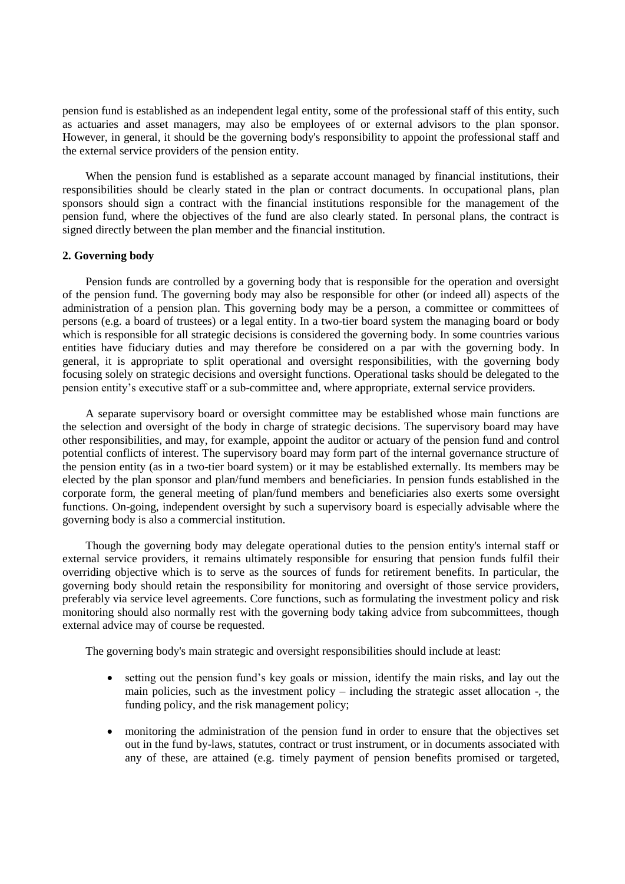pension fund is established as an independent legal entity, some of the professional staff of this entity, such as actuaries and asset managers, may also be employees of or external advisors to the plan sponsor. However, in general, it should be the governing body's responsibility to appoint the professional staff and the external service providers of the pension entity.

When the pension fund is established as a separate account managed by financial institutions, their responsibilities should be clearly stated in the plan or contract documents. In occupational plans, plan sponsors should sign a contract with the financial institutions responsible for the management of the pension fund, where the objectives of the fund are also clearly stated. In personal plans, the contract is signed directly between the plan member and the financial institution.

**2. Governing body**

Pension funds are controlled by a governing body that is responsible for the operation and oversight of the pension fund. The governing body may also be responsible for other (or indeed all) aspects of the administration of a pension plan. This governing body may be a person, a committee or committees of persons (e.g. a board of trustees) or a legal entity. In a two-tier board system the managing board or body which is responsible for all strategic decisions is considered the governing body. In some countries various entities have fiduciary duties and may therefore be considered on a par with the governing body. In general, it is appropriate to split operational and oversight responsibilities, with the governing body focusing solely on strategic decisions and oversight functions. Operational tasks should be delegated to the pension entity's executive staff or a sub-committee and, where appropriate, external service providers.

A separate supervisory board or oversight committee may be established whose main functions are the selection and oversight of the body in charge of strategic decisions. The supervisory board may have other responsibilities, and may, for example, appoint the auditor or actuary of the pension fund and control potential conflicts of interest. The supervisory board may form part of the internal governance structure of the pension entity (as in a two-tier board system) or it may be established externally. Its members may be elected by the plan sponsor and plan/fund members and beneficiaries. In pension funds established in the corporate form, the general meeting of plan/fund members and beneficiaries also exerts some oversight functions. On-going, independent oversight by such a supervisory board is especially advisable where the governing body is also a commercial institution.

Though the governing body may delegate operational duties to the pension entity's internal staff or external service providers, it remains ultimately responsible for ensuring that pension funds fulfil their overriding objective which is to serve as the sources of funds for retirement benefits. In particular, the governing body should retain the responsibility for monitoring and oversight of those service providers, preferably via service level agreements. Core functions, such as formulating the investment policy and risk monitoring should also normally rest with the governing body taking advice from subcommittees, though external advice may of course be requested.

The governing body's main strategic and oversight responsibilities should include at least:

- setting out the pension fund's key goals or mission, identify the main risks, and lay out the main policies, such as the investment policy – including the strategic asset allocation -, the funding policy, and the risk management policy;
- monitoring the administration of the pension fund in order to ensure that the objectives set out in the fund by-laws, statutes, contract or trust instrument, or in documents associated with any of these, are attained (e.g. timely payment of pension benefits promised or targeted,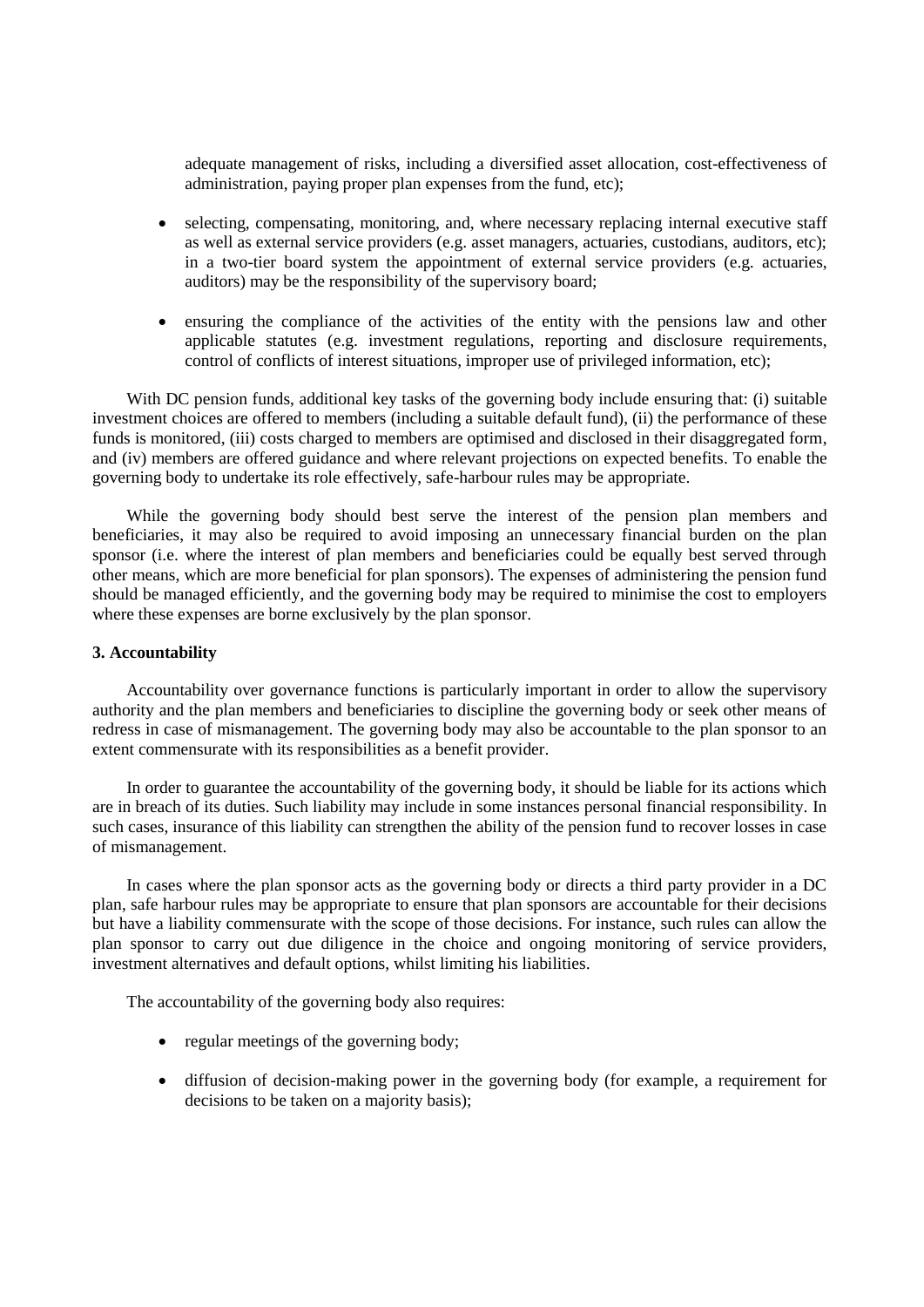adequate management of risks, including a diversified asset allocation, cost-effectiveness of administration, paying proper plan expenses from the fund, etc);

- selecting, compensating, monitoring, and, where necessary replacing internal executive staff as well as external service providers (e.g. asset managers, actuaries, custodians, auditors, etc); in a two-tier board system the appointment of external service providers (e.g. actuaries, auditors) may be the responsibility of the supervisory board;

- ensuring the compliance of the activities of the entity with the pensions law and other applicable statutes (e.g. investment regulations, reporting and disclosure requirements, control of conflicts of interest situations, improper use of privileged information, etc);

With DC pension funds, additional key tasks of the governing body include ensuring that: (i) suitable investment choices are offered to members (including a suitable default fund), (ii) the performance of these funds is monitored, (iii) costs charged to members are optimised and disclosed in their disaggregated form, and (iv) members are offered guidance and where relevant projections on expected benefits. To enable the governing body to undertake its role effectively, safe-harbour rules may be appropriate.

While the governing body should best serve the interest of the pension plan members and beneficiaries, it may also be required to avoid imposing an unnecessary financial burden on the plan sponsor (i.e. where the interest of plan members and beneficiaries could be equally best served through other means, which are more beneficial for plan sponsors). The expenses of administering the pension fund should be managed efficiently, and the governing body may be required to minimise the cost to employers where these expenses are borne exclusively by the plan sponsor.

**3. Accountability**

Accountability over governance functions is particularly important in order to allow the supervisory authority and the plan members and beneficiaries to discipline the governing body or seek other means of redress in case of mismanagement. The governing body may also be accountable to the plan sponsor to an extent commensurate with its responsibilities as a benefit provider.

In order to guarantee the accountability of the governing body, it should be liable for its actions which are in breach of its duties. Such liability may include in some instances personal financial responsibility. In such cases, insurance of this liability can strengthen the ability of the pension fund to recover losses in case of mismanagement.

In cases where the plan sponsor acts as the governing body or directs a third party provider in a DC plan, safe harbour rules may be appropriate to ensure that plan sponsors are accountable for their decisions but have a liability commensurate with the scope of those decisions. For instance, such rules can allow the plan sponsor to carry out due diligence in the choice and ongoing monitoring of service providers, investment alternatives and default options, whilst limiting his liabilities.

The accountability of the governing body also requires:

- regular meetings of the governing body;

- diffusion of decision-making power in the governing body (for example, a requirement for decisions to be taken on a majority basis);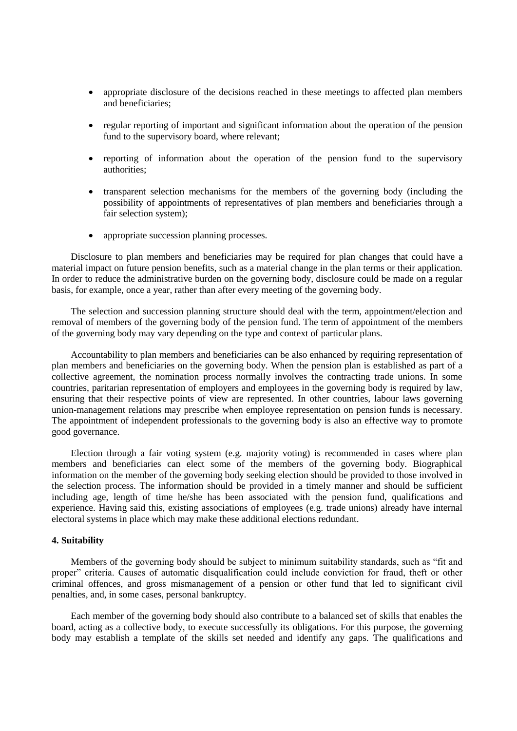- appropriate disclosure of the decisions reached in these meetings to affected plan members and beneficiaries;
- regular reporting of important and significant information about the operation of the pension fund to the supervisory board, where relevant;
- reporting of information about the operation of the pension fund to the supervisory authorities;
- transparent selection mechanisms for the members of the governing body (including the possibility of appointments of representatives of plan members and beneficiaries through a fair selection system);
- appropriate succession planning processes.

Disclosure to plan members and beneficiaries may be required for plan changes that could have a material impact on future pension benefits, such as a material change in the plan terms or their application. In order to reduce the administrative burden on the governing body, disclosure could be made on a regular basis, for example, once a year, rather than after every meeting of the governing body.

The selection and succession planning structure should deal with the term, appointment/election and removal of members of the governing body of the pension fund. The term of appointment of the members of the governing body may vary depending on the type and context of particular plans.

Accountability to plan members and beneficiaries can be also enhanced by requiring representation of plan members and beneficiaries on the governing body. When the pension plan is established as part of a collective agreement, the nomination process normally involves the contracting trade unions. In some countries, paritarian representation of employers and employees in the governing body is required by law, ensuring that their respective points of view are represented. In other countries, labour laws governing union-management relations may prescribe when employee representation on pension funds is necessary. The appointment of independent professionals to the governing body is also an effective way to promote good governance.

Election through a fair voting system (e.g. majority voting) is recommended in cases where plan members and beneficiaries can elect some of the members of the governing body. Biographical information on the member of the governing body seeking election should be provided to those involved in the selection process. The information should be provided in a timely manner and should be sufficient including age, length of time he/she has been associated with the pension fund, qualifications and experience. Having said this, existing associations of employees (e.g. trade unions) already have internal electoral systems in place which may make these additional elections redundant.

**4. Suitability**

Members of the governing body should be subject to minimum suitability standards, such as "fit and proper" criteria. Causes of automatic disqualification could include conviction for fraud, theft or other criminal offences, and gross mismanagement of a pension or other fund that led to significant civil penalties, and, in some cases, personal bankruptcy.

Each member of the governing body should also contribute to a balanced set of skills that enables the board, acting as a collective body, to execute successfully its obligations. For this purpose, the governing body may establish a template of the skills set needed and identify any gaps. The qualifications and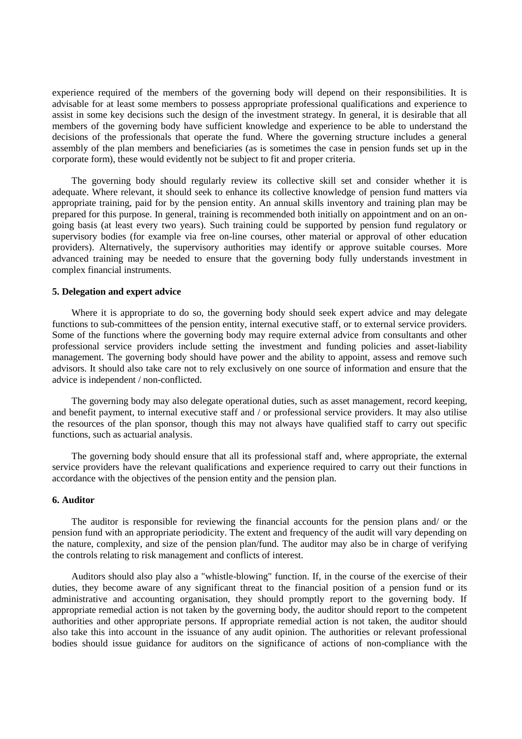experience required of the members of the governing body will depend on their responsibilities. It is advisable for at least some members to possess appropriate professional qualifications and experience to assist in some key decisions such the design of the investment strategy. In general, it is desirable that all members of the governing body have sufficient knowledge and experience to be able to understand the decisions of the professionals that operate the fund. Where the governing structure includes a general assembly of the plan members and beneficiaries (as is sometimes the case in pension funds set up in the corporate form), these would evidently not be subject to fit and proper criteria.

The governing body should regularly review its collective skill set and consider whether it is adequate. Where relevant, it should seek to enhance its collective knowledge of pension fund matters via appropriate training, paid for by the pension entity. An annual skills inventory and training plan may be prepared for this purpose. In general, training is recommended both initially on appointment and on an on-going basis (at least every two years). Such training could be supported by pension fund regulatory or supervisory bodies (for example via free on-line courses, other material or approval of other education providers). Alternatively, the supervisory authorities may identify or approve suitable courses. More advanced training may be needed to ensure that the governing body fully understands investment in complex financial instruments.

**5. Delegation and expert advice**

Where it is appropriate to do so, the governing body should seek expert advice and may delegate functions to sub-committees of the pension entity, internal executive staff, or to external service providers. Some of the functions where the governing body may require external advice from consultants and other professional service providers include setting the investment and funding policies and asset-liability management. The governing body should have power and the ability to appoint, assess and remove such advisors. It should also take care not to rely exclusively on one source of information and ensure that the advice is independent / non-conflicted.

The governing body may also delegate operational duties, such as asset management, record keeping, and benefit payment, to internal executive staff and / or professional service providers. It may also utilise the resources of the plan sponsor, though this may not always have qualified staff to carry out specific functions, such as actuarial analysis.

The governing body should ensure that all its professional staff and, where appropriate, the external service providers have the relevant qualifications and experience required to carry out their functions in accordance with the objectives of the pension entity and the pension plan.

**6. Auditor**

The auditor is responsible for reviewing the financial accounts for the pension plans and/ or the pension fund with an appropriate periodicity. The extent and frequency of the audit will vary depending on the nature, complexity, and size of the pension plan/fund. The auditor may also be in charge of verifying the controls relating to risk management and conflicts of interest.

Auditors should also play also a "whistle-blowing" function. If, in the course of the exercise of their duties, they become aware of any significant threat to the financial position of a pension fund or its administrative and accounting organisation, they should promptly report to the governing body. If appropriate remedial action is not taken by the governing body, the auditor should report to the competent authorities and other appropriate persons. If appropriate remedial action is not taken, the auditor should also take this into account in the issuance of any audit opinion. The authorities or relevant professional bodies should issue guidance for auditors on the significance of actions of non-compliance with the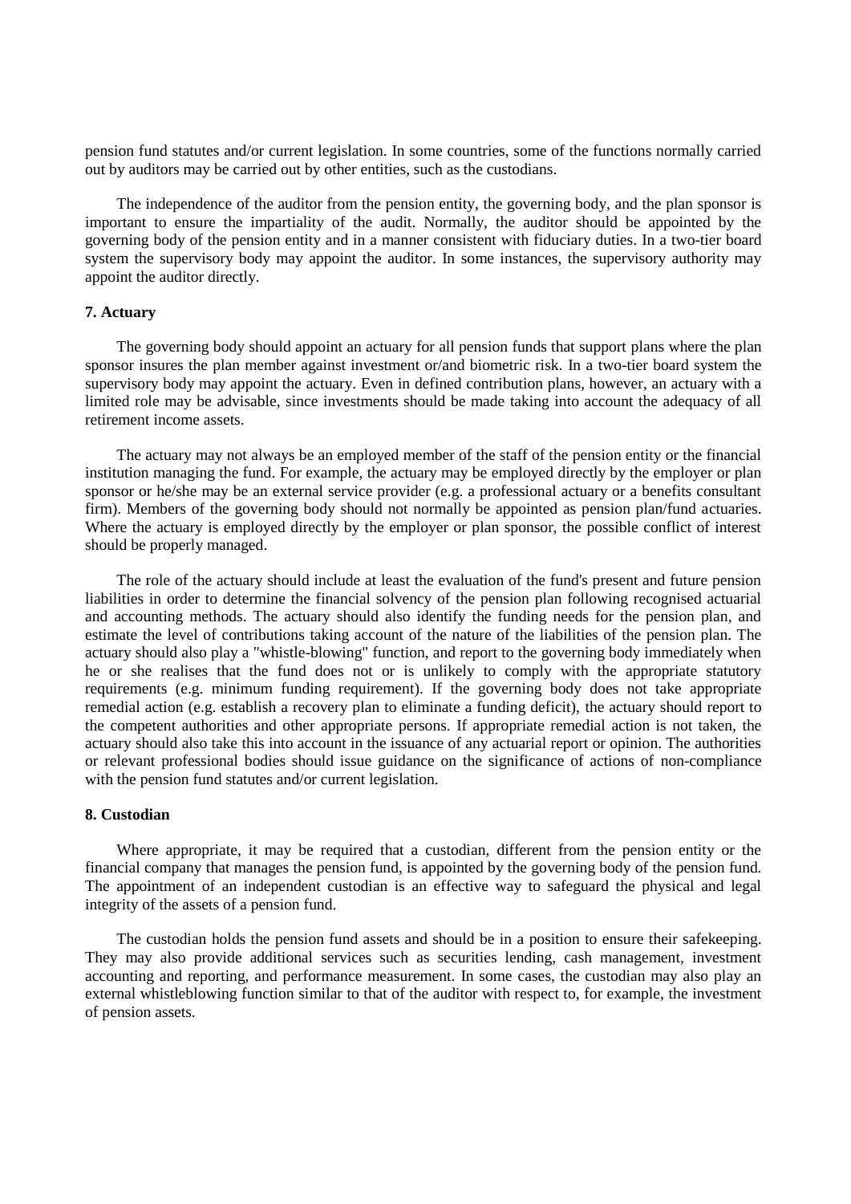pension fund statutes and/or current legislation. In some countries, some of the functions normally carried out by auditors may be carried out by other entities, such as the custodians.

The independence of the auditor from the pension entity, the governing body, and the plan sponsor is important to ensure the impartiality of the audit. Normally, the auditor should be appointed by the governing body of the pension entity and in a manner consistent with fiduciary duties. In a two-tier board system the supervisory body may appoint the auditor. In some instances, the supervisory authority may appoint the auditor directly.

**7. Actuary**

The governing body should appoint an actuary for all pension funds that support plans where the plan sponsor insures the plan member against investment or/and biometric risk. In a two-tier board system the supervisory body may appoint the actuary. Even in defined contribution plans, however, an actuary with a limited role may be advisable, since investments should be made taking into account the adequacy of all retirement income assets.

The actuary may not always be an employed member of the staff of the pension entity or the financial institution managing the fund. For example, the actuary may be employed directly by the employer or plan sponsor or he/she may be an external service provider (e.g. a professional actuary or a benefits consultant firm). Members of the governing body should not normally be appointed as pension plan/fund actuaries. Where the actuary is employed directly by the employer or plan sponsor, the possible conflict of interest should be properly managed.

The role of the actuary should include at least the evaluation of the fund's present and future pension liabilities in order to determine the financial solvency of the pension plan following recognised actuarial and accounting methods. The actuary should also identify the funding needs for the pension plan, and estimate the level of contributions taking account of the nature of the liabilities of the pension plan. The actuary should also play a "whistle-blowing" function, and report to the governing body immediately when he or she realises that the fund does not or is unlikely to comply with the appropriate statutory requirements (e.g. minimum funding requirement). If the governing body does not take appropriate remedial action (e.g. establish a recovery plan to eliminate a funding deficit), the actuary should report to the competent authorities and other appropriate persons. If appropriate remedial action is not taken, the actuary should also take this into account in the issuance of any actuarial report or opinion. The authorities or relevant professional bodies should issue guidance on the significance of actions of non-compliance with the pension fund statutes and/or current legislation.

**8. Custodian**

Where appropriate, it may be required that a custodian, different from the pension entity or the financial company that manages the pension fund, is appointed by the governing body of the pension fund. The appointment of an independent custodian is an effective way to safeguard the physical and legal integrity of the assets of a pension fund.

The custodian holds the pension fund assets and should be in a position to ensure their safekeeping. They may also provide additional services such as securities lending, cash management, investment accounting and reporting, and performance measurement. In some cases, the custodian may also play an external whistleblowing function similar to that of the auditor with respect to, for example, the investment of pension assets.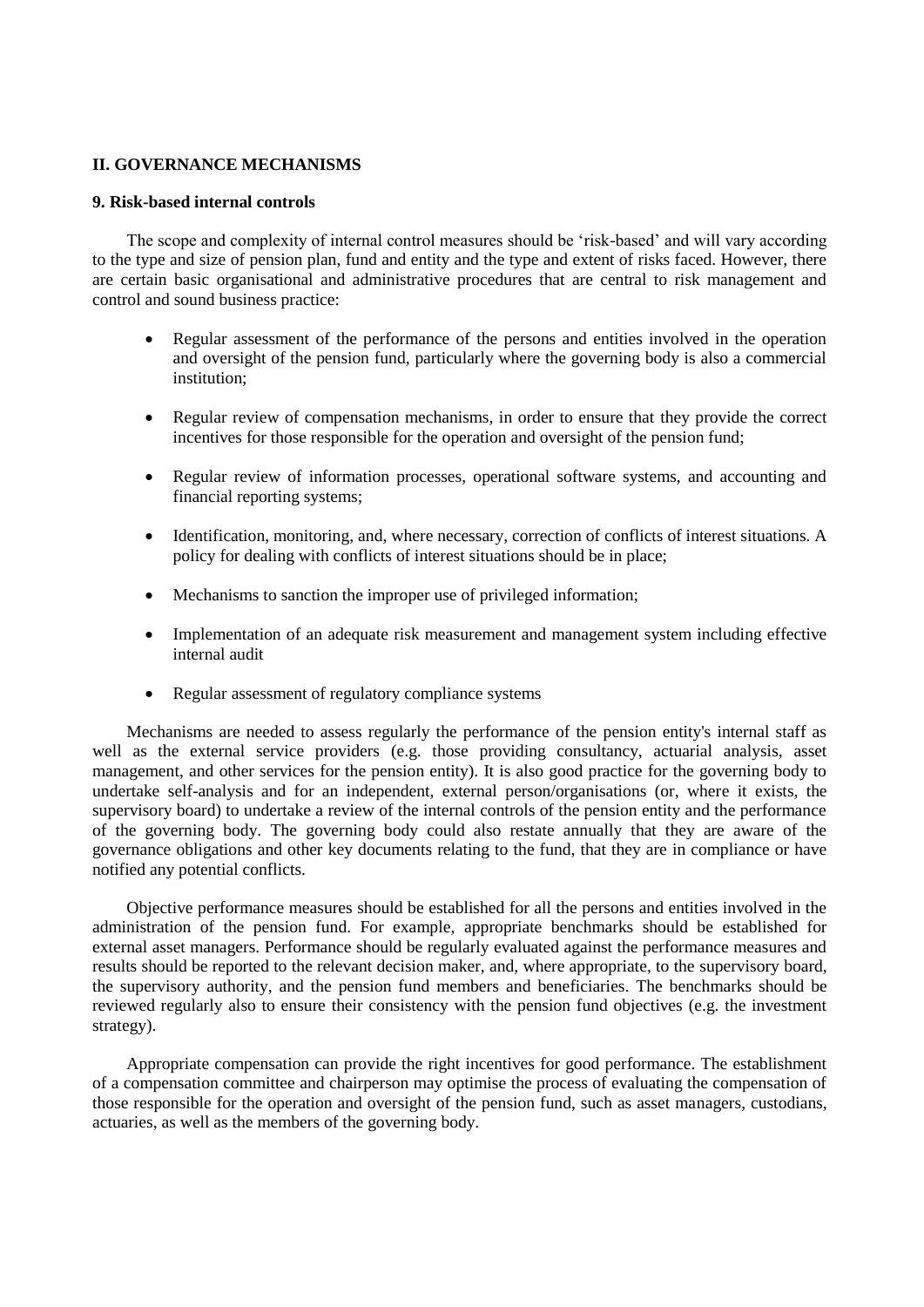## II. GOVERNANCE MECHANISMS

### 9. Risk-based internal controls

The scope and complexity of internal control measures should be 'risk-based' and will vary according to the type and size of pension plan, fund and entity and the type and extent of risks faced. However, there are certain basic organisational and administrative procedures that are central to risk management and control and sound business practice:

- Regular assessment of the performance of the persons and entities involved in the operation and oversight of the pension fund, particularly where the governing body is also a commercial institution;
- Regular review of compensation mechanisms, in order to ensure that they provide the correct incentives for those responsible for the operation and oversight of the pension fund;
- Regular review of information processes, operational software systems, and accounting and financial reporting systems;
- Identification, monitoring, and, where necessary, correction of conflicts of interest situations. A policy for dealing with conflicts of interest situations should be in place;
- Mechanisms to sanction the improper use of privileged information;
- Implementation of an adequate risk measurement and management system including effective internal audit
- Regular assessment of regulatory compliance systems

Mechanisms are needed to assess regularly the performance of the pension entity's internal staff as well as the external service providers (e.g. those providing consultancy, actuarial analysis, asset management, and other services for the pension entity). It is also good practice for the governing body to undertake self-analysis and for an independent, external person/organisations (or, where it exists, the supervisory board) to undertake a review of the internal controls of the pension entity and the performance of the governing body. The governing body could also restate annually that they are aware of the governance obligations and other key documents relating to the fund, that they are in compliance or have notified any potential conflicts.

Objective performance measures should be established for all the persons and entities involved in the administration of the pension fund. For example, appropriate benchmarks should be established for external asset managers. Performance should be regularly evaluated against the performance measures and results should be reported to the relevant decision maker, and, where appropriate, to the supervisory board, the supervisory authority, and the pension fund members and beneficiaries. The benchmarks should be reviewed regularly also to ensure their consistency with the pension fund objectives (e.g. the investment strategy).

Appropriate compensation can provide the right incentives for good performance. The establishment of a compensation committee and chairperson may optimise the process of evaluating the compensation of those responsible for the operation and oversight of the pension fund, such as asset managers, custodians, actuaries, as well as the members of the governing body.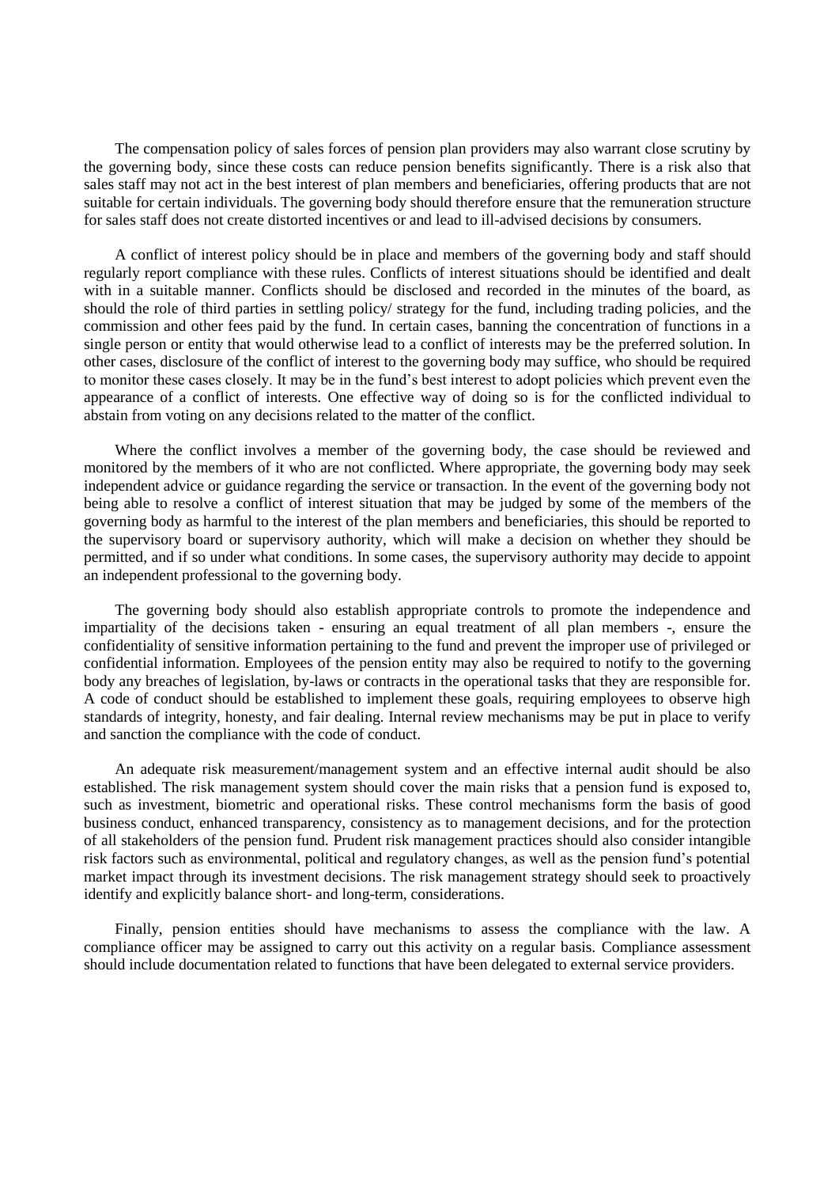The compensation policy of sales forces of pension plan providers may also warrant close scrutiny by the governing body, since these costs can reduce pension benefits significantly. There is a risk also that sales staff may not act in the best interest of plan members and beneficiaries, offering products that are not suitable for certain individuals. The governing body should therefore ensure that the remuneration structure for sales staff does not create distorted incentives or and lead to ill-advised decisions by consumers.

A conflict of interest policy should be in place and members of the governing body and staff should regularly report compliance with these rules. Conflicts of interest situations should be identified and dealt with in a suitable manner. Conflicts should be disclosed and recorded in the minutes of the board, as should the role of third parties in settling policy/ strategy for the fund, including trading policies, and the commission and other fees paid by the fund. In certain cases, banning the concentration of functions in a single person or entity that would otherwise lead to a conflict of interests may be the preferred solution. In other cases, disclosure of the conflict of interest to the governing body may suffice, who should be required to monitor these cases closely. It may be in the fund's best interest to adopt policies which prevent even the appearance of a conflict of interests. One effective way of doing so is for the conflicted individual to abstain from voting on any decisions related to the matter of the conflict.

Where the conflict involves a member of the governing body, the case should be reviewed and monitored by the members of it who are not conflicted. Where appropriate, the governing body may seek independent advice or guidance regarding the service or transaction. In the event of the governing body not being able to resolve a conflict of interest situation that may be judged by some of the members of the governing body as harmful to the interest of the plan members and beneficiaries, this should be reported to the supervisory board or supervisory authority, which will make a decision on whether they should be permitted, and if so under what conditions. In some cases, the supervisory authority may decide to appoint an independent professional to the governing body.

The governing body should also establish appropriate controls to promote the independence and impartiality of the decisions taken - ensuring an equal treatment of all plan members -, ensure the confidentiality of sensitive information pertaining to the fund and prevent the improper use of privileged or confidential information. Employees of the pension entity may also be required to notify to the governing body any breaches of legislation, by-laws or contracts in the operational tasks that they are responsible for. A code of conduct should be established to implement these goals, requiring employees to observe high standards of integrity, honesty, and fair dealing. Internal review mechanisms may be put in place to verify and sanction the compliance with the code of conduct.

An adequate risk measurement/management system and an effective internal audit should be also established. The risk management system should cover the main risks that a pension fund is exposed to, such as investment, biometric and operational risks. These control mechanisms form the basis of good business conduct, enhanced transparency, consistency as to management decisions, and for the protection of all stakeholders of the pension fund. Prudent risk management practices should also consider intangible risk factors such as environmental, political and regulatory changes, as well as the pension fund's potential market impact through its investment decisions. The risk management strategy should seek to proactively identify and explicitly balance short- and long-term, considerations.

Finally, pension entities should have mechanisms to assess the compliance with the law. A compliance officer may be assigned to carry out this activity on a regular basis. Compliance assessment should include documentation related to functions that have been delegated to external service providers.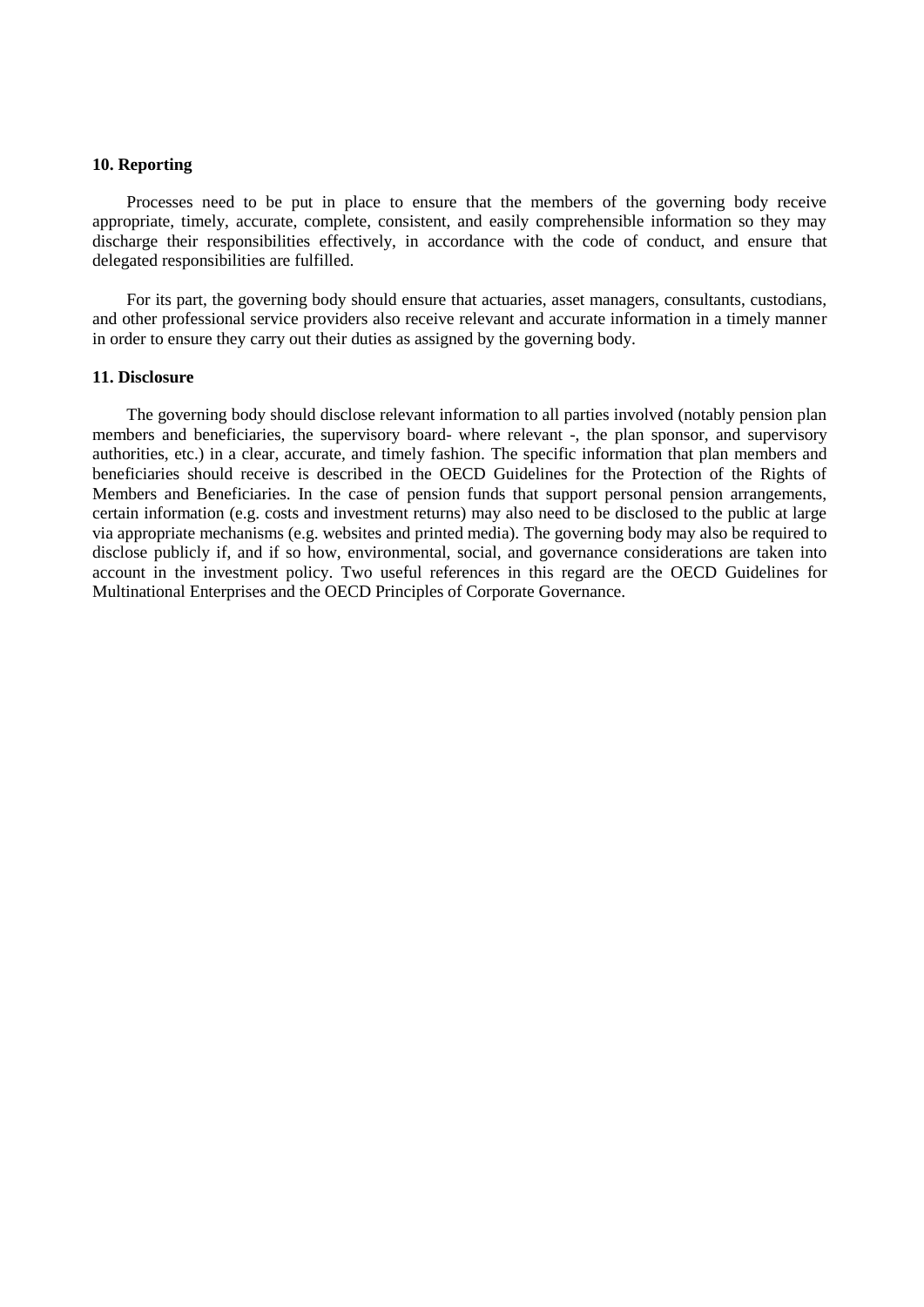**10. Reporting**

Processes need to be put in place to ensure that the members of the governing body receive appropriate, timely, accurate, complete, consistent, and easily comprehensible information so they may discharge their responsibilities effectively, in accordance with the code of conduct, and ensure that delegated responsibilities are fulfilled.

For its part, the governing body should ensure that actuaries, asset managers, consultants, custodians, and other professional service providers also receive relevant and accurate information in a timely manner in order to ensure they carry out their duties as assigned by the governing body.

**11. Disclosure**

The governing body should disclose relevant information to all parties involved (notably pension plan members and beneficiaries, the supervisory board- where relevant -, the plan sponsor, and supervisory authorities, etc.) in a clear, accurate, and timely fashion. The specific information that plan members and beneficiaries should receive is described in the OECD Guidelines for the Protection of the Rights of Members and Beneficiaries. In the case of pension funds that support personal pension arrangements, certain information (e.g. costs and investment returns) may also need to be disclosed to the public at large via appropriate mechanisms (e.g. websites and printed media). The governing body may also be required to disclose publicly if, and if so how, environmental, social, and governance considerations are taken into account in the investment policy. Two useful references in this regard are the OECD Guidelines for Multinational Enterprises and the OECD Principles of Corporate Governance.